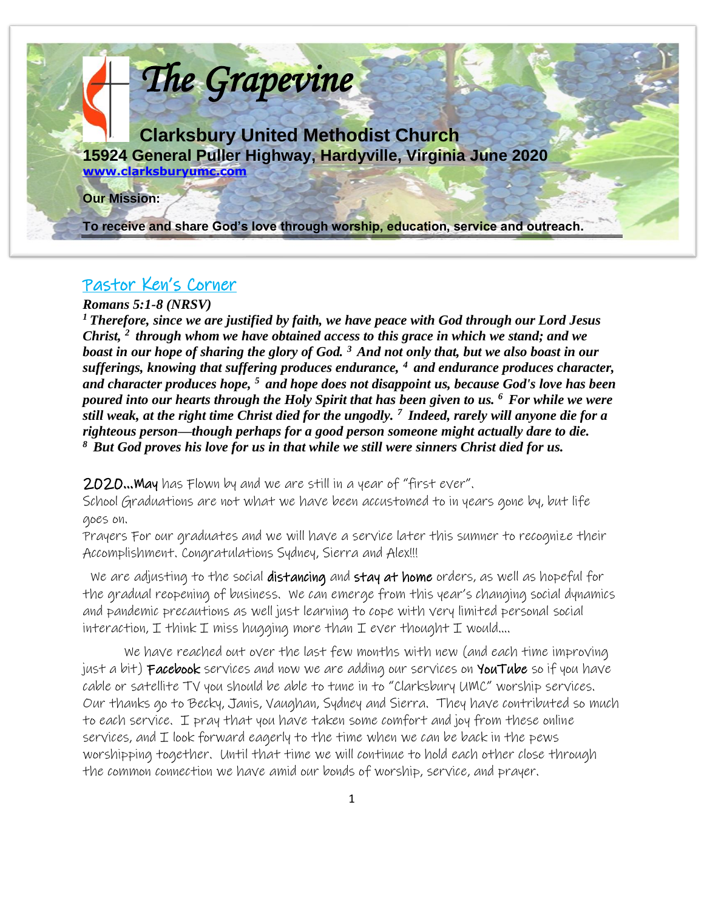# The Grapevine

## Clarksbury United Methodist Church

**15924 General Puller Highway, Hardyville, Virginia June 2020**

**www.clarksburyumc.com**

**Our Mission:**

**To receive and share God's love through worship, education, service and outreach.**

## Pastor Ken's Corner

***Romans 5:1-8 (NRSV)***

***[1] Therefore, since we are justified by faith, we have peace with God through our Lord Jesus Christ, [2] through whom we have obtained access to this grace in which we stand; and we boast in our hope of sharing the glory of God. [3] And not only that, but we also boast in our sufferings, knowing that suffering produces endurance, [4] and endurance produces character, and character produces hope, [5] and hope does not disappoint us, because God's love has been poured into our hearts through the Holy Spirit that has been given to us. [6] For while we were still weak, at the right time Christ died for the ungodly. [7] Indeed, rarely will anyone die for a righteous person—though perhaps for a good person someone might actually dare to die. [8] But God proves his love for us in that while we still were sinners Christ died for us.***

**2020…May** has Flown by and we are still in a year of "first ever".

School Graduations are not what we have been accustomed to in years gone by, but life goes on.

Prayers For our graduates and we will have a service later this summer to recognize their Accomplishment. Congratulations Sydney, Sierra and Alex!!!

We are adjusting to the social **distancing** and **stay at home** orders, as well as hopeful for the gradual reopening of business. We can emerge from this year's changing social dynamics and pandemic precautions as well just learning to cope with very limited personal social interaction, I think I miss hugging more than I ever thought I would….

We have reached out over the last few months with new (and each time improving just a bit) **Facebook** services and now we are adding our services on **YouTube** so if you have cable or satellite TV you should be able to tune in to "Clarksbury UMC" worship services. Our thanks go to Becky, Janis, Vaughan, Sydney and Sierra. They have contributed so much to each service. I pray that you have taken some comfort and joy from these online services, and I look forward eagerly to the time when we can be back in the pews worshipping together. Until that time we will continue to hold each other close through the common connection we have amid our bonds of worship, service, and prayer.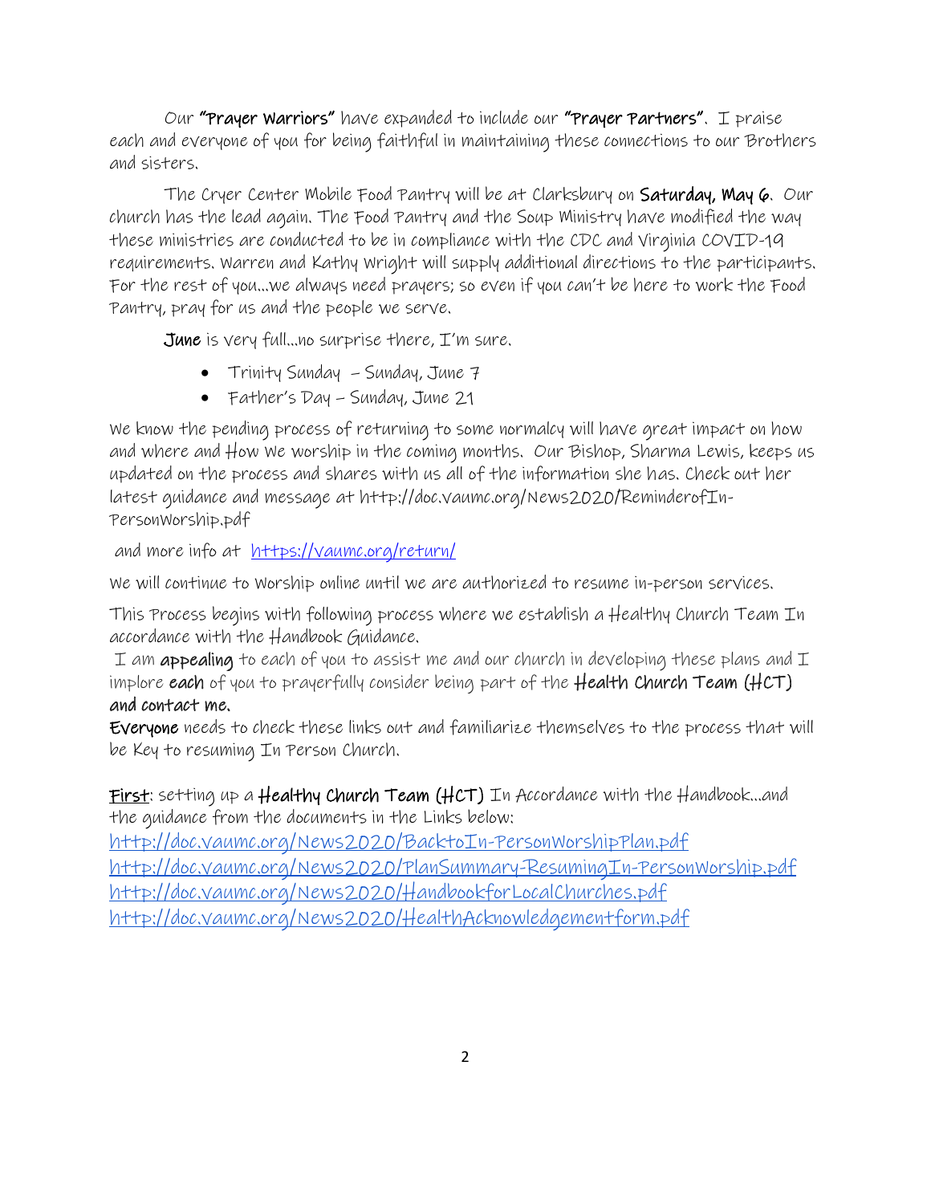Our **"Prayer Warriors"** have expanded to include our **"Prayer Partners"**. I praise each and everyone of you for being faithful in maintaining these connections to our Brothers and sisters.

The Cryer Center Mobile Food Pantry will be at Clarksbury on **Saturday, May 6**. Our church has the lead again. The Food Pantry and the Soup Ministry have modified the way these ministries are conducted to be in compliance with the CDC and Virginia COVID-19 requirements. Warren and Kathy Wright will supply additional directions to the participants. For the rest of you…we always need prayers; so even if you can't be here to work the Food Pantry, pray for us and the people we serve.

**June** is very full…no surprise there, I'm sure.

- Trinity Sunday – Sunday, June 7
- Father's Day – Sunday, June 21

We know the pending process of returning to some normalcy will have great impact on how and where and How we worship in the coming months. Our Bishop, Sharma Lewis, keeps us updated on the process and shares with us all of the information she has. Check out her latest guidance and message at http://doc.vaumc.org/News2020/ReminderofIn-PersonWorship.pdf

and more info at [https://vaumc.org/return/](https://vaumc.org/return/)

We will continue to Worship online until we are authorized to resume in-person services.

This Process begins with following process where we establish a Healthy Church Team In accordance with the Handbook Guidance.

I am **appealing** to each of you to assist me and our church in developing these plans and I implore **each** of you to prayerfully consider being part of the **Health Church Team (HCT) and contact me.**

**Everyone** needs to check these links out and familiarize themselves to the process that will be Key to resuming In Person Church.

<u>**First**</u>: setting up a **Healthy Church Team (HCT)** In Accordance with the Handbook…and the guidance from the documents in the Links below:

[http://doc.vaumc.org/News2020/BacktoIn-PersonWorshipPlan.pdf](http://doc.vaumc.org/News2020/BacktoIn-PersonWorshipPlan.pdf)
[http://doc.vaumc.org/News2020/PlanSummary-ResumingIn-PersonWorship.pdf](http://doc.vaumc.org/News2020/PlanSummary-ResumingIn-PersonWorship.pdf)
[http://doc.vaumc.org/News2020/HandbookforLocalChurches.pdf](http://doc.vaumc.org/News2020/HandbookforLocalChurches.pdf)
[http://doc.vaumc.org/News2020/HealthAcknowledgementform.pdf](http://doc.vaumc.org/News2020/HealthAcknowledgementform.pdf)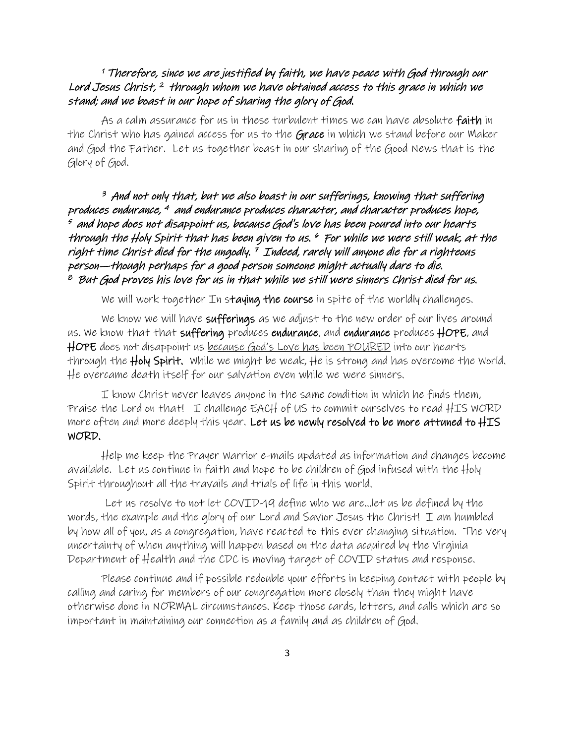*[1] Therefore, since we are justified by faith, we have peace with God through our Lord Jesus Christ, [2] through whom we have obtained access to this grace in which we stand; and we boast in our hope of sharing the glory of God.*

As a calm assurance for us in these turbulent times we can have absolute **faith** in the Christ who has gained access for us to the **Grace** in which we stand before our Maker and God the Father. Let us together boast in our sharing of the Good News that is the Glory of God.

*[3] And not only that, but we also boast in our sufferings, knowing that suffering produces endurance, [4] and endurance produces character, and character produces hope, [5] and hope does not disappoint us, because God's love has been poured into our hearts through the Holy Spirit that has been given to us. [6] For while we were still weak, at the right time Christ died for the ungodly. [7] Indeed, rarely will anyone die for a righteous person—though perhaps for a good person someone might actually dare to die. [8] But God proves his love for us in that while we still were sinners Christ died for us.*

We will work together In s**taying the course** in spite of the worldly challenges.

We know we will have **sufferings** as we adjust to the new order of our lives around us. We know that that **suffering** produces **endurance**, and **endurance** produces **HOPE**, and **HOPE** does not disappoint us <u>because God's Love has been POURED</u> into our hearts through the **Holy Spirit.** While we might be weak, He is strong and has overcome the World. He overcame death itself for our salvation even while we were sinners.

I know Christ never leaves anyone in the same condition in which he finds them, Praise the Lord on that! I challenge EACH of US to commit ourselves to read HIS WORD more often and more deeply this year. **Let us be newly resolved to be more attuned to HIS WORD.**

Help me keep the Prayer Warrior e-mails updated as information and changes become available. Let us continue in faith and hope to be children of God infused with the Holy Spirit throughout all the travails and trials of life in this world.

Let us resolve to not let COVID-19 define who we are…let us be defined by the words, the example and the glory of our Lord and Savior Jesus the Christ! I am humbled by how all of you, as a congregation, have reacted to this ever changing situation. The very uncertainty of when anything will happen based on the data acquired by the Virginia Department of Health and the CDC is moving target of COVID status and response.

Please continue and if possible redouble your efforts in keeping contact with people by calling and caring for members of our congregation more closely than they might have otherwise done in NORMAL circumstances. Keep those cards, letters, and calls which are so important in maintaining our connection as a family and as children of God.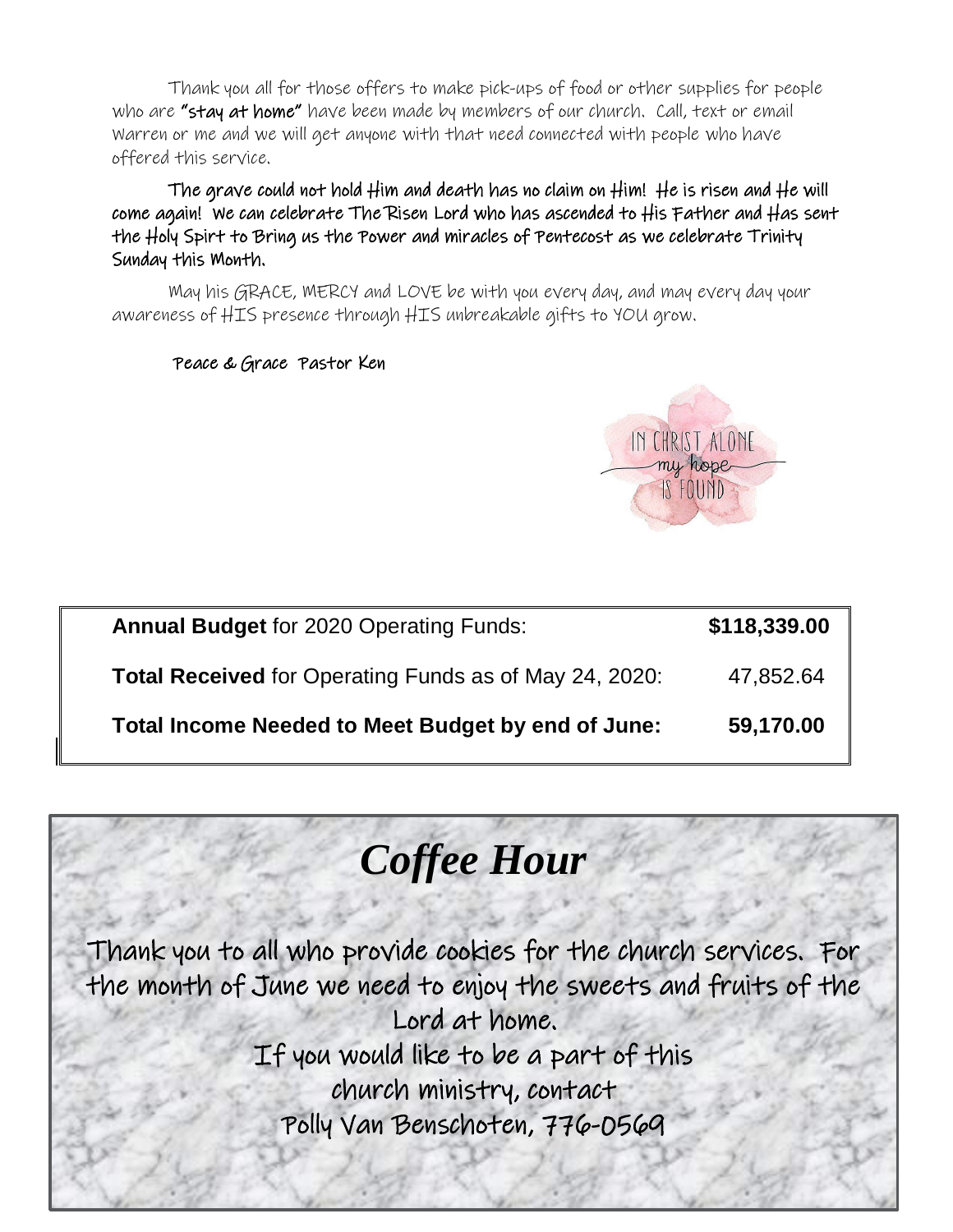Thank you all for those offers to make pick-ups of food or other supplies for people who are **"stay at home"** have been made by members of our church. Call, text or email Warren or me and we will get anyone with that need connected with people who have offered this service.

**The grave could not hold Him and death has no claim on Him! He is risen and He will come again! We can celebrate The Risen Lord who has ascended to His Father and Has sent the Holy Spirt to Bring us the Power and miracles of Pentecost as we celebrate Trinity Sunday this Month.**

May his GRACE, MERCY and LOVE be with you every day, and may every day your awareness of HIS presence through HIS unbreakable gifts to YOU grow.

**Peace & Grace Pastor Ken**

IN CHRIST ALONE my hope IS FOUND

| | |
|---|---|
| **Annual Budget** for 2020 Operating Funds: | **$118,339.00** |
| **Total Received** for Operating Funds as of May 24, 2020: | 47,852.64 |
| **Total Income Needed to Meet Budget by end of June:** | **59,170.00** |

# *Coffee Hour*

Thank you to all who provide cookies for the church services. For the month of June we need to enjoy the sweets and fruits of the Lord at home.

If you would like to be a part of this church ministry, contact Polly Van Benschoten, 776-0569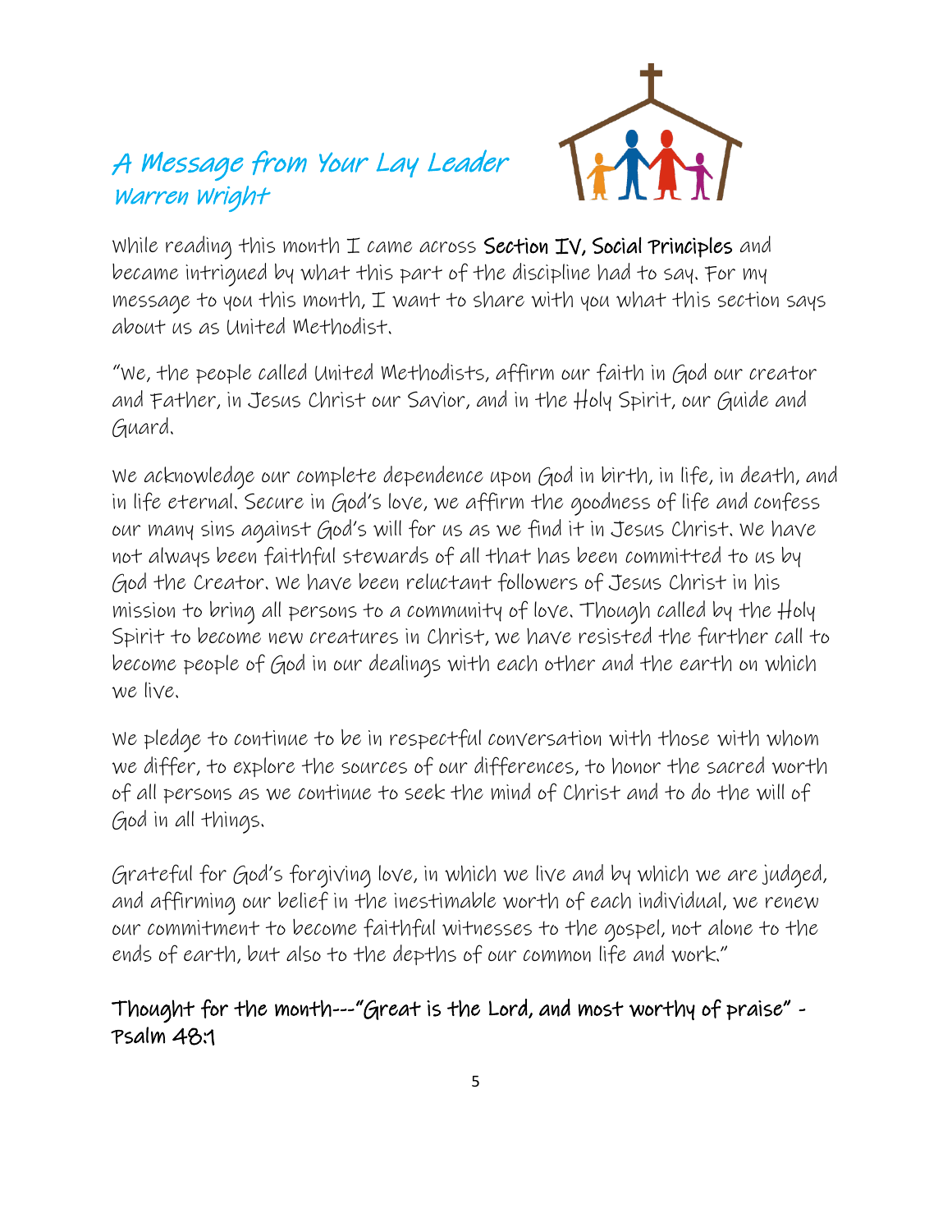## *A Message from Your Lay Leader*
### *Warren Wright*

While reading this month I came across **Section IV, Social Principles** and became intrigued by what this part of the discipline had to say. For my message to you this month, I want to share with you what this section says about us as United Methodist.

"We, the people called United Methodists, affirm our faith in God our creator and Father, in Jesus Christ our Savior, and in the Holy Spirit, our Guide and Guard.

We acknowledge our complete dependence upon God in birth, in life, in death, and in life eternal. Secure in God's love, we affirm the goodness of life and confess our many sins against God's will for us as we find it in Jesus Christ. We have not always been faithful stewards of all that has been committed to us by God the Creator. We have been reluctant followers of Jesus Christ in his mission to bring all persons to a community of love. Though called by the Holy Spirit to become new creatures in Christ, we have resisted the further call to become people of God in our dealings with each other and the earth on which we live.

We pledge to continue to be in respectful conversation with those with whom we differ, to explore the sources of our differences, to honor the sacred worth of all persons as we continue to seek the mind of Christ and to do the will of God in all things.

Grateful for God's forgiving love, in which we live and by which we are judged, and affirming our belief in the inestimable worth of each individual, we renew our commitment to become faithful witnesses to the gospel, not alone to the ends of earth, but also to the depths of our common life and work."

**Thought for the month---"Great is the Lord, and most worthy of praise" - Psalm 48:1**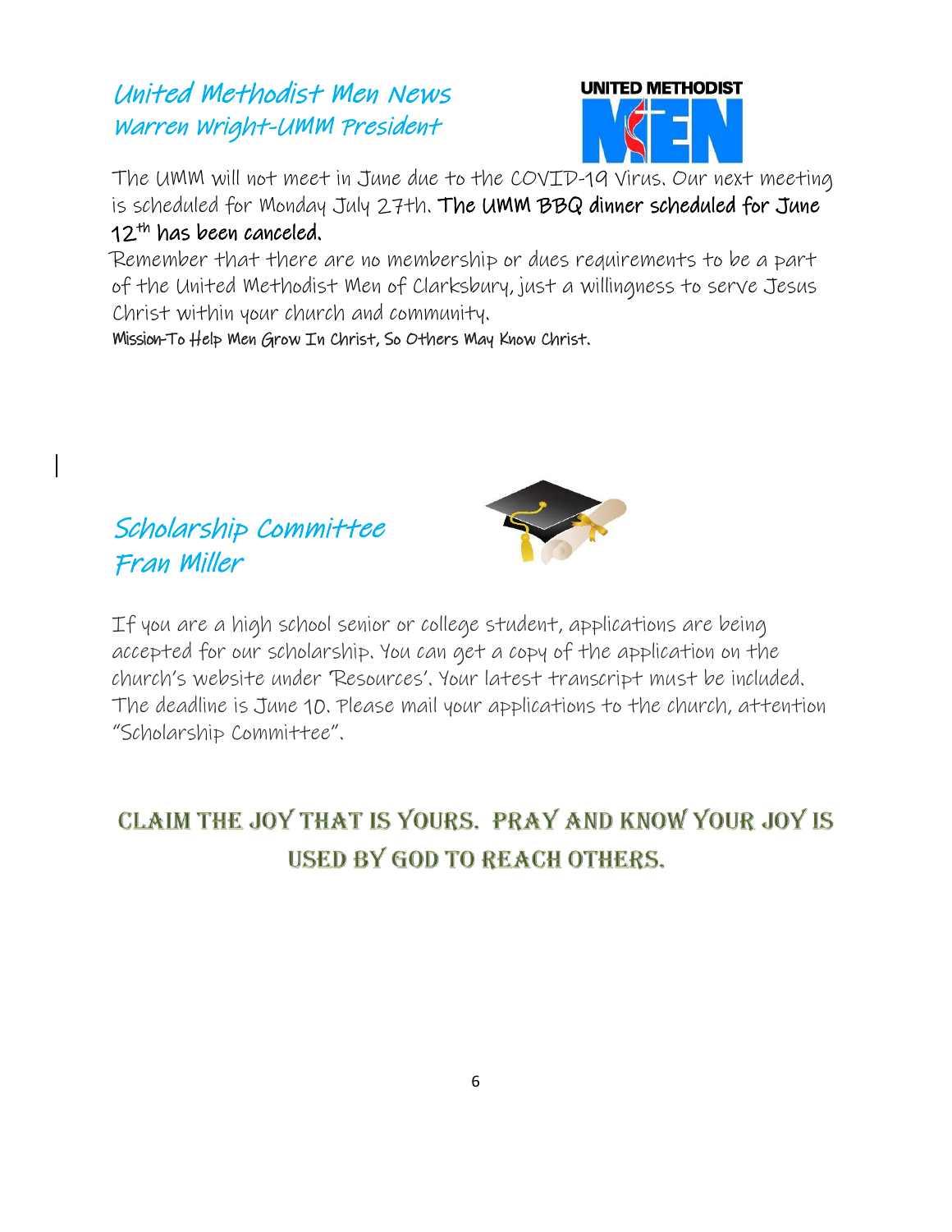## United Methodist Men News
### Warren Wright-UMM President

The UMM will not meet in June due to the COVID-19 Virus. Our next meeting is scheduled for Monday July 27th. **The UMM BBQ dinner scheduled for June 12th has been canceled.**

Remember that there are no membership or dues requirements to be a part of the United Methodist Men of Clarksbury, just a willingness to serve Jesus Christ within your church and community.

**Mission-To Help Men Grow In Christ, So Others May Know Christ.**

## Scholarship Committee
### Fran Miller

If you are a high school senior or college student, applications are being accepted for our scholarship. You can get a copy of the application on the church's website under 'Resources'. Your latest transcript must be included. The deadline is June 10. Please mail your applications to the church, attention "Scholarship Committee".

**CLAIM THE JOY THAT IS YOURS. PRAY AND KNOW YOUR JOY IS USED BY GOD TO REACH OTHERS.**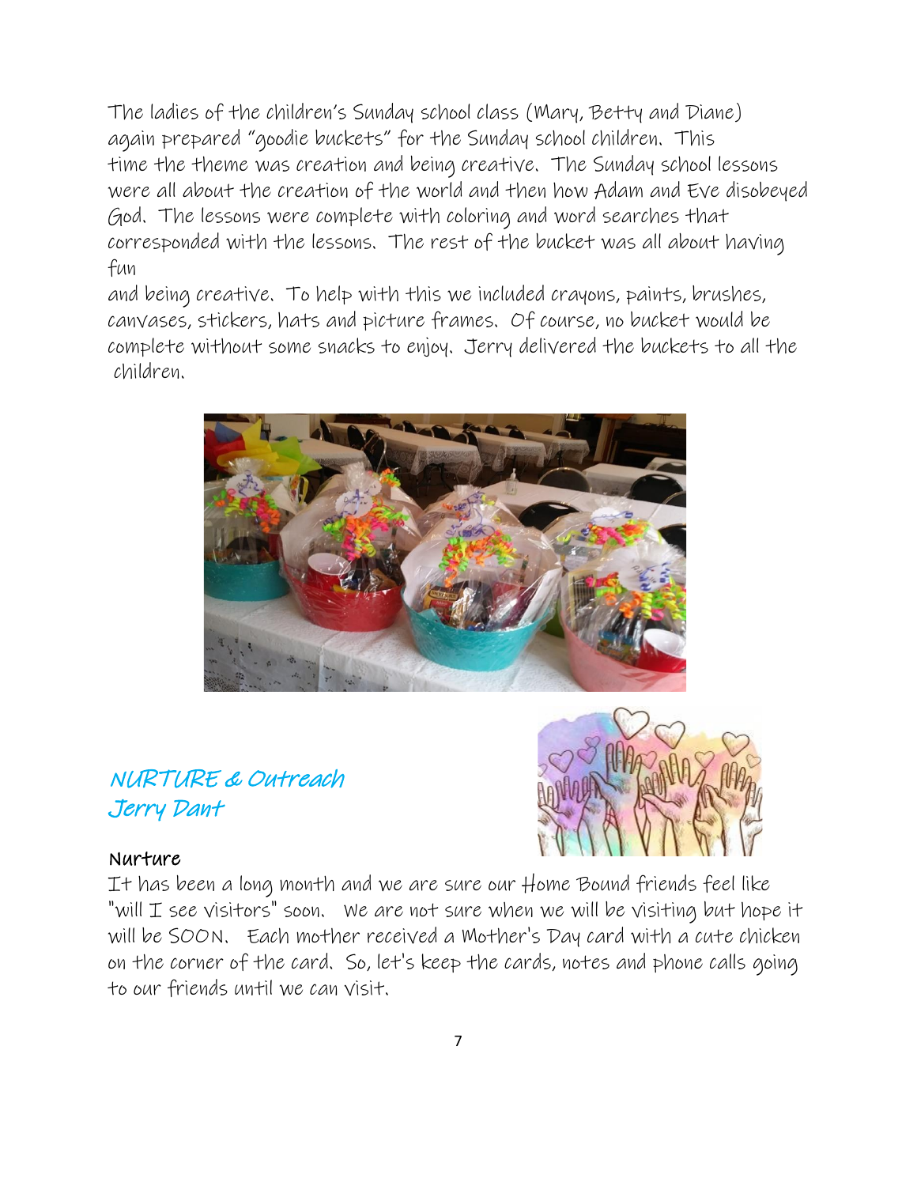The ladies of the children's Sunday school class (Mary, Betty and Diane) again prepared "goodie buckets" for the Sunday school children. This time the theme was creation and being creative. The Sunday school lessons were all about the creation of the world and then how Adam and Eve disobeyed God. The lessons were complete with coloring and word searches that corresponded with the lessons. The rest of the bucket was all about having fun and being creative. To help with this we included crayons, paints, brushes, canvases, stickers, hats and picture frames. Of course, no bucket would be complete without some snacks to enjoy. Jerry delivered the buckets to all the children.

## NURTURE & Outreach
## Jerry Dant

### Nurture

It has been a long month and we are sure our Home Bound friends feel like "will I see visitors" soon. We are not sure when we will be visiting but hope it will be SOON. Each mother received a Mother's Day card with a cute chicken on the corner of the card. So, let's keep the cards, notes and phone calls going to our friends until we can visit.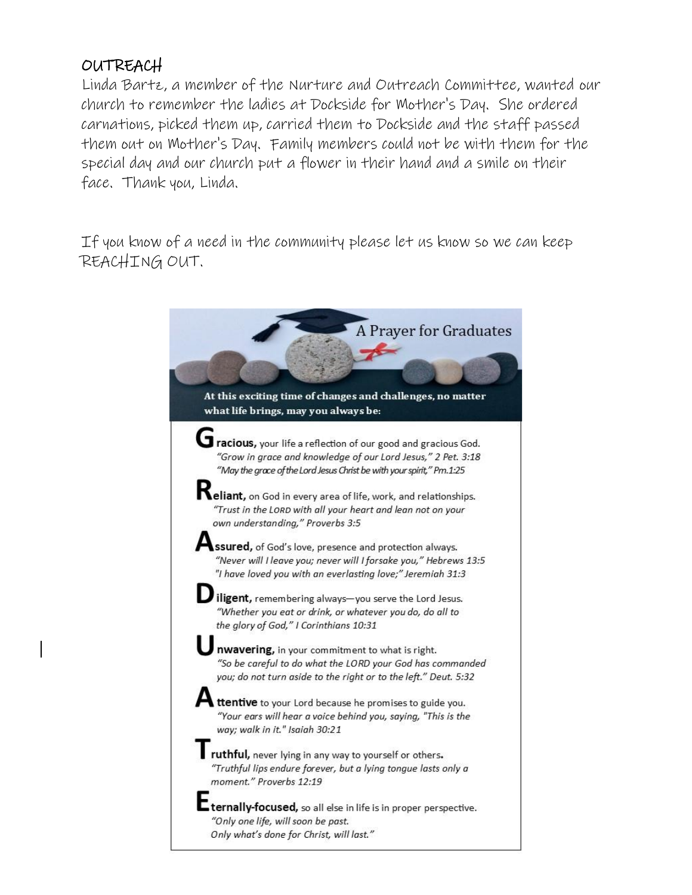## OUTREACH

Linda Bartz, a member of the Nurture and Outreach Committee, wanted our church to remember the ladies at Dockside for Mother's Day. She ordered carnations, picked them up, carried them to Dockside and the staff passed them out on Mother's Day. Family members could not be with them for the special day and our church put a flower in their hand and a smile on their face. Thank you, Linda.

If you know of a need in the community please let us know so we can keep REACHING OUT.

## A Prayer for Graduates

**At this exciting time of changes and challenges, no matter what life brings, may you always be:**

**Gracious,** your life a reflection of our good and gracious God.
*"Grow in grace and knowledge of our Lord Jesus," 2 Pet. 3:18*
*"May the grace of the Lord Jesus Christ be with your spirit," Pm.1:25*

**Reliant,** on God in every area of life, work, and relationships.
*"Trust in the LORD with all your heart and lean not on your own understanding," Proverbs 3:5*

**Assured,** of God's love, presence and protection always.
*"Never will I leave you; never will I forsake you," Hebrews 13:5*
*"I have loved you with an everlasting love;" Jeremiah 31:3*

**Diligent,** remembering always—you serve the Lord Jesus.
*"Whether you eat or drink, or whatever you do, do all to the glory of God," I Corinthians 10:31*

**Unwavering,** in your commitment to what is right.
*"So be careful to do what the LORD your God has commanded you; do not turn aside to the right or to the left." Deut. 5:32*

**Attentive** to your Lord because he promises to guide you.
*"Your ears will hear a voice behind you, saying, "This is the way; walk in it." Isaiah 30:21*

**Truthful,** never lying in any way to yourself or others.
*"Truthful lips endure forever, but a lying tongue lasts only a moment." Proverbs 12:19*

**Eternally-focused,** so all else in life is in proper perspective.
*"Only one life, will soon be past.*
*Only what's done for Christ, will last."*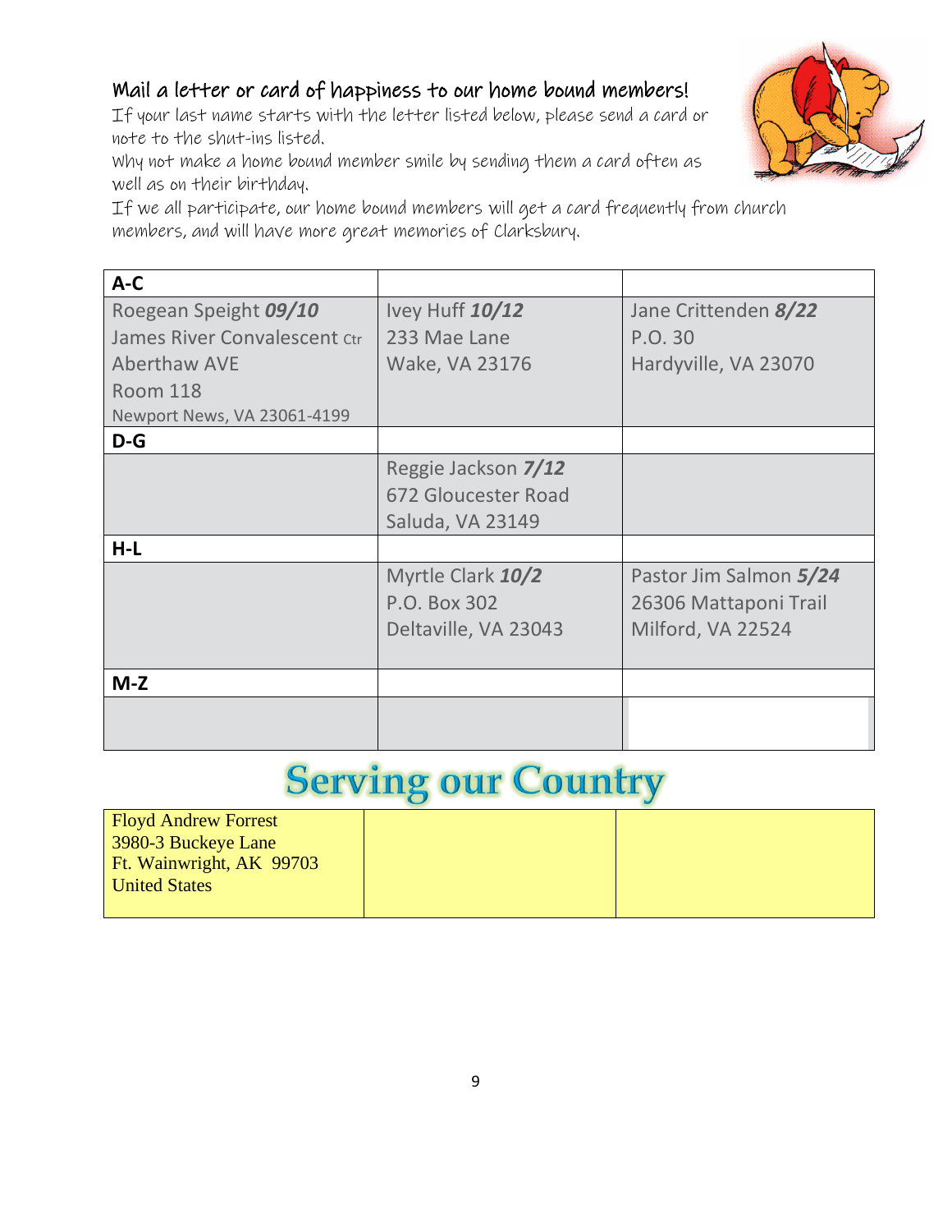## Mail a letter or card of happiness to our home bound members!

If your last name starts with the letter listed below, please send a card or note to the shut-ins listed.

Why not make a home bound member smile by sending them a card often as well as on their birthday.

If we all participate, our home bound members will get a card frequently from church members, and will have more great memories of Clarksbury.

| **A-C** | | |
|---|---|---|
| Roegean Speight ***09/10***<br>James River Convalescent Ctr<br>Aberthaw AVE<br>Room 118<br>Newport News, VA 23061-4199 | Ivey Huff ***10/12***<br>233 Mae Lane<br>Wake, VA 23176 | Jane Crittenden ***8/22***<br>P.O. 30<br>Hardyville, VA 23070 |
| **D-G** | | |
| | Reggie Jackson ***7/12***<br>672 Gloucester Road<br>Saluda, VA 23149 | |
| **H-L** | | |
| | Myrtle Clark ***10/2***<br>P.O. Box 302<br>Deltaville, VA 23043 | Pastor Jim Salmon ***5/24***<br>26306 Mattaponi Trail<br>Milford, VA 22524 |
| **M-Z** | | |
| | | |

# Serving our Country

| | | |
|---|---|---|
| Floyd Andrew Forrest<br>3980-3 Buckeye Lane<br>Ft. Wainwright, AK 99703<br>United States | | |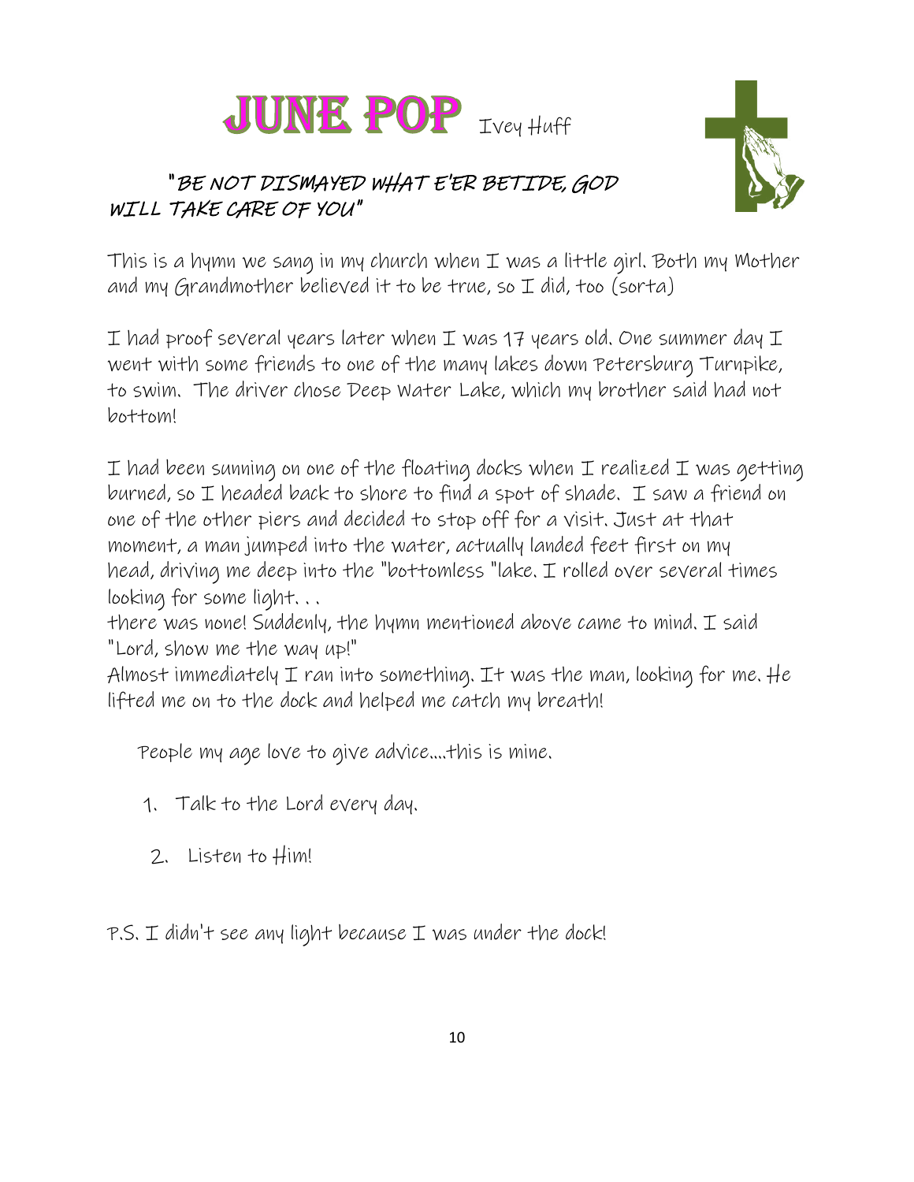# JUNE POP

Ivey Huff

***"BE NOT DISMAYED WHAT E'ER BETIDE, GOD WILL TAKE CARE OF YOU"***

This is a hymn we sang in my church when I was a little girl. Both my Mother and my Grandmother believed it to be true, so I did, too (sorta)

I had proof several years later when I was 17 years old. One summer day I went with some friends to one of the many lakes down Petersburg Turnpike, to swim. The driver chose Deep Water Lake, which my brother said had not bottom!

I had been sunning on one of the floating docks when I realized I was getting burned, so I headed back to shore to find a spot of shade. I saw a friend on one of the other piers and decided to stop off for a visit. Just at that moment, a man jumped into the water, actually landed feet first on my head, driving me deep into the "bottomless "lake. I rolled over several times looking for some light. . .
there was none! Suddenly, the hymn mentioned above came to mind. I said "Lord, show me the way up!"
Almost immediately I ran into something. It was the man, looking for me. He lifted me on to the dock and helped me catch my breath!

People my age love to give advice....this is mine.

1. Talk to the Lord every day.
2. Listen to Him!

P.S. I didn't see any light because I was under the dock!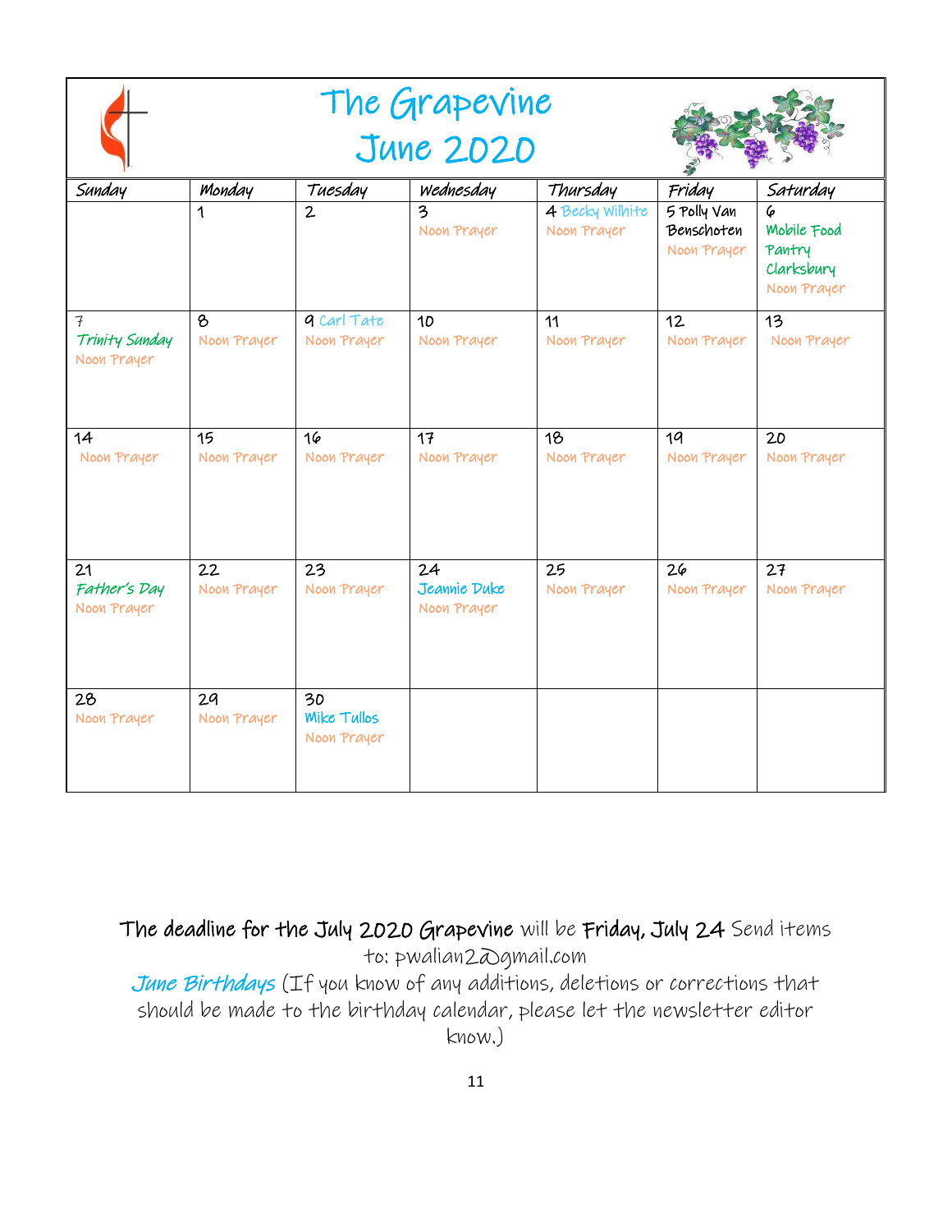# The Grapevine
## June 2020

| Sunday | Monday | Tuesday | Wednesday | Thursday | Friday | Saturday |
|---|---|---|---|---|---|---|
| | 1 | 2 | 3 Noon Prayer | 4 Becky Wilhite Noon Prayer | 5 Polly Van Benschoten Noon Prayer | 6 Mobile Food Pantry Clarksburg Noon Prayer |
| 7 Trinity Sunday Noon Prayer | 8 Noon Prayer | 9 Carl Tate Noon Prayer | 10 Noon Prayer | 11 Noon Prayer | 12 Noon Prayer | 13 Noon Prayer |
| 14 Noon Prayer | 15 Noon Prayer | 16 Noon Prayer | 17 Noon Prayer | 18 Noon Prayer | 19 Noon Prayer | 20 Noon Prayer |
| 21 Father's Day Noon Prayer | 22 Noon Prayer | 23 Noon Prayer | 24 Jeannie Duke Noon Prayer | 25 Noon Prayer | 26 Noon Prayer | 27 Noon Prayer |
| 28 Noon Prayer | 29 Noon Prayer | 30 Mike Tullos Noon Prayer | | | | |

**The deadline for the July 2020 Grapevine** will be **Friday, July 24** Send items to: pwalian2@gmail.com

*June Birthdays* (If you know of any additions, deletions or corrections that should be made to the birthday calendar, please let the newsletter editor know.)